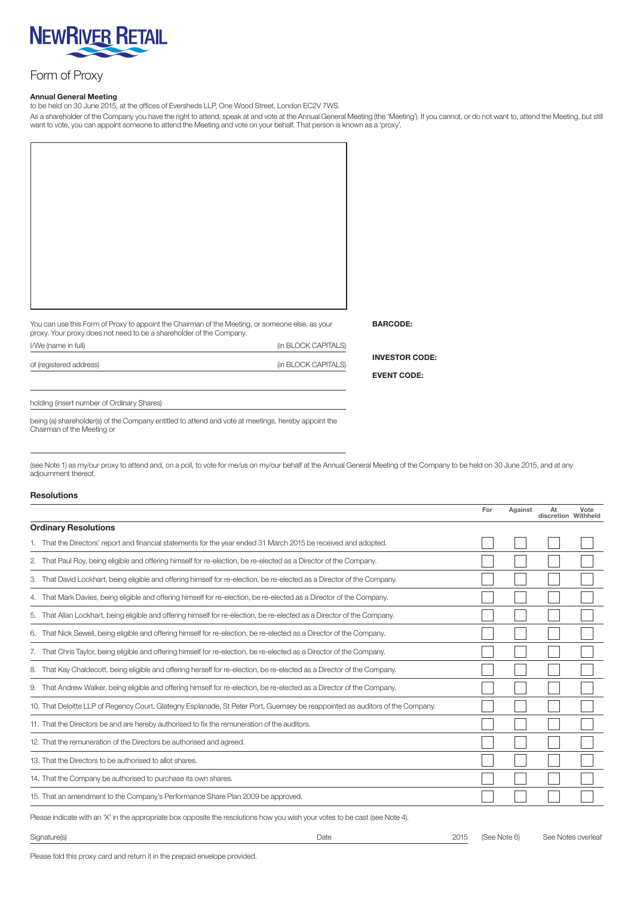# NEWRIVER RETAIL

## Form of Proxy

**Annual General Meeting**

to be held on 30 June 2015, at the offices of Eversheds LLP, One Wood Street, London EC2V 7WS.

As a shareholder of the Company you have the right to attend, speak at and vote at the Annual General Meeting (the 'Meeting'). If you cannot, or do not want to, attend the Meeting, but still want to vote, you can appoint someone to attend the Meeting and vote on your behalf. That person is known as a 'proxy'.

You can use this Form of Proxy to appoint the Chairman of the Meeting, or someone else, as your proxy. Your proxy does not need to be a shareholder of the Company.

I/We (name in full) (in BLOCK CAPITALS)

of (registered address) (in BLOCK CAPITALS)

holding (insert number of Ordinary Shares)

being (a) shareholder(s) of the Company entitled to attend and vote at meetings, hereby appoint the Chairman of the Meeting or

**BARCODE:**

**INVESTOR CODE:**

**EVENT CODE:**

(see Note 1) as my/our proxy to attend and, on a poll, to vote for me/us on my/our behalf at the Annual General Meeting of the Company to be held on 30 June 2015, and at any adjournment thereof.

**Resolutions**

| | For | Against | At discretion | Vote Withheld |
|---|---|---|---|---|
| **Ordinary Resolutions** | | | | |
| 1. That the Directors' report and financial statements for the year ended 31 March 2015 be received and adopted. | | | | |
| 2. That Paul Roy, being eligible and offering himself for re-election, be re-elected as a Director of the Company. | | | | |
| 3. That David Lockhart, being eligible and offering himself for re-election, be re-elected as a Director of the Company. | | | | |
| 4. That Mark Davies, being eligible and offering himself for re-election, be re-elected as a Director of the Company. | | | | |
| 5. That Allan Lockhart, being eligible and offering himself for re-election, be re-elected as a Director of the Company. | | | | |
| 6. That Nick Sewell, being eligible and offering himself for re-election, be re-elected as a Director of the Company. | | | | |
| 7. That Chris Taylor, being eligible and offering himself for re-election, be re-elected as a Director of the Company. | | | | |
| 8. That Kay Chaldecott, being eligible and offering herself for re-election, be re-elected as a Director of the Company. | | | | |
| 9. That Andrew Walker, being eligible and offering himself for re-election, be re-elected as a Director of the Company. | | | | |
| 10. That Deloitte LLP of Regency Court, Glategny Esplanade, St Peter Port, Guernsey be reappointed as auditors of the Company. | | | | |
| 11. That the Directors be and are hereby authorised to fix the remuneration of the auditors. | | | | |
| 12. That the remuneration of the Directors be authorised and agreed. | | | | |
| 13. That the Directors to be authorised to allot shares. | | | | |
| 14. That the Company be authorised to purchase its own shares. | | | | |
| 15. That an amendment to the Company's Performance Share Plan 2009 be approved. | | | | |

Please indicate with an 'X' in the appropriate box opposite the resolutions how you wish your votes to be cast (see Note 4).

Signature(s) Date 2015 (See Note 6) See Notes overleaf

Please fold this proxy card and return it in the prepaid envelope provided.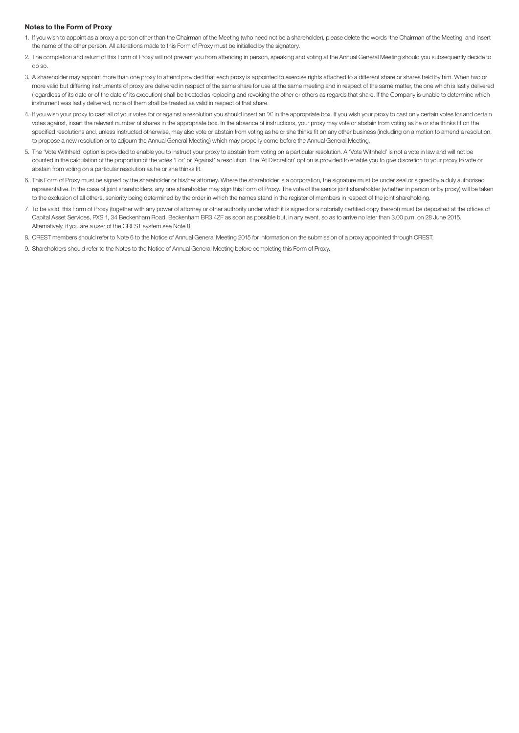**Notes to the Form of Proxy**

1. If you wish to appoint as a proxy a person other than the Chairman of the Meeting (who need not be a shareholder), please delete the words 'the Chairman of the Meeting' and insert the name of the other person. All alterations made to this Form of Proxy must be initialled by the signatory.
2. The completion and return of this Form of Proxy will not prevent you from attending in person, speaking and voting at the Annual General Meeting should you subsequently decide to do so.
3. A shareholder may appoint more than one proxy to attend provided that each proxy is appointed to exercise rights attached to a different share or shares held by him. When two or more valid but differing instruments of proxy are delivered in respect of the same share for use at the same meeting and in respect of the same matter, the one which is lastly delivered (regardless of its date or of the date of its execution) shall be treated as replacing and revoking the other or others as regards that share. If the Company is unable to determine which instrument was lastly delivered, none of them shall be treated as valid in respect of that share.
4. If you wish your proxy to cast all of your votes for or against a resolution you should insert an 'X' in the appropriate box. If you wish your proxy to cast only certain votes for and certain votes against, insert the relevant number of shares in the appropriate box. In the absence of instructions, your proxy may vote or abstain from voting as he or she thinks fit on the specified resolutions and, unless instructed otherwise, may also vote or abstain from voting as he or she thinks fit on any other business (including on a motion to amend a resolution, to propose a new resolution or to adjourn the Annual General Meeting) which may properly come before the Annual General Meeting.
5. The 'Vote Withheld' option is provided to enable you to instruct your proxy to abstain from voting on a particular resolution. A 'Vote Withheld' is not a vote in law and will not be counted in the calculation of the proportion of the votes 'For' or 'Against' a resolution. The 'At Discretion' option is provided to enable you to give discretion to your proxy to vote or abstain from voting on a particular resolution as he or she thinks fit.
6. This Form of Proxy must be signed by the shareholder or his/her attorney. Where the shareholder is a corporation, the signature must be under seal or signed by a duly authorised representative. In the case of joint shareholders, any one shareholder may sign this Form of Proxy. The vote of the senior joint shareholder (whether in person or by proxy) will be taken to the exclusion of all others, seniority being determined by the order in which the names stand in the register of members in respect of the joint shareholding.
7. To be valid, this Form of Proxy (together with any power of attorney or other authority under which it is signed or a notorially certified copy thereof) must be deposited at the offices of Capital Asset Services, PXS 1, 34 Beckenham Road, Beckenham BR3 4ZF as soon as possible but, in any event, so as to arrive no later than 3.00 p.m. on 28 June 2015. Alternatively, if you are a user of the CREST system see Note 8.
8. CREST members should refer to Note 6 to the Notice of Annual General Meeting 2015 for information on the submission of a proxy appointed through CREST.
9. Shareholders should refer to the Notes to the Notice of Annual General Meeting before completing this Form of Proxy.